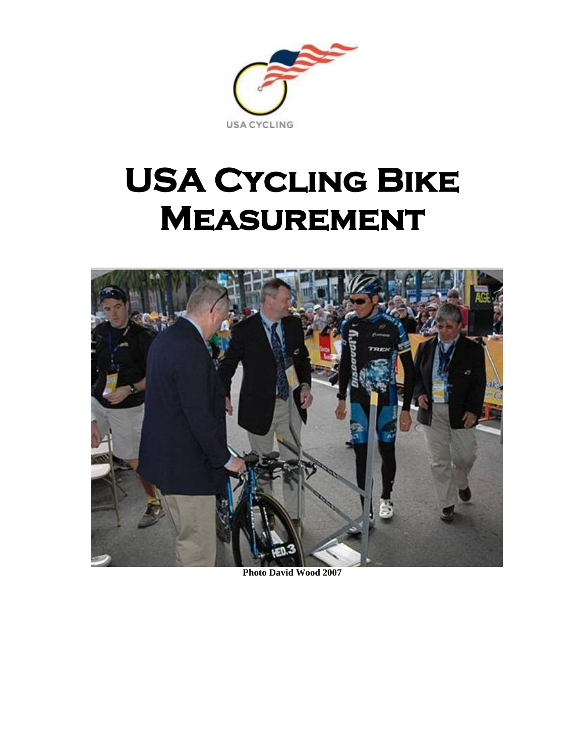USA CYCLING

# USA Cycling Bike Measurement

**Photo David Wood 2007**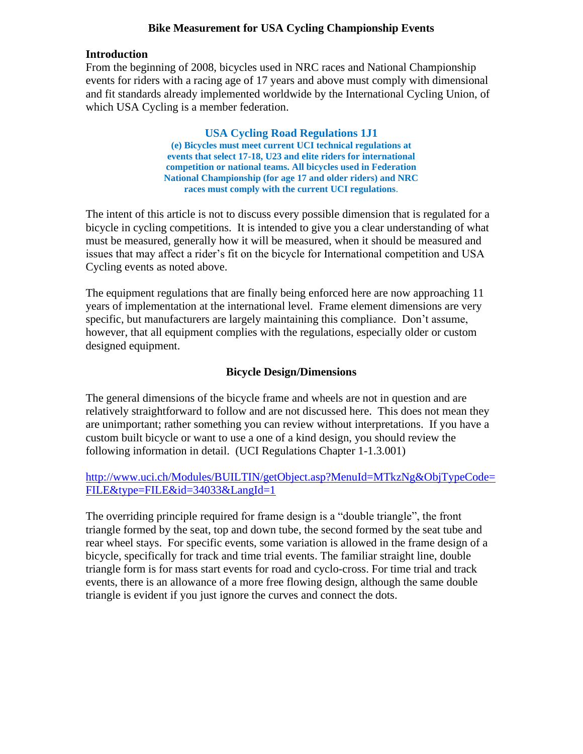## Bike Measurement for USA Cycling Championship Events

### Introduction

From the beginning of 2008, bicycles used in NRC races and National Championship events for riders with a racing age of 17 years and above must comply with dimensional and fit standards already implemented worldwide by the International Cycling Union, of which USA Cycling is a member federation.

> **USA Cycling Road Regulations 1J1**
>
> **(e) Bicycles must meet current UCI technical regulations at events that select 17-18, U23 and elite riders for international competition or national teams. All bicycles used in Federation National Championship (for age 17 and older riders) and NRC races must comply with the current UCI regulations**.

The intent of this article is not to discuss every possible dimension that is regulated for a bicycle in cycling competitions. It is intended to give you a clear understanding of what must be measured, generally how it will be measured, when it should be measured and issues that may affect a rider's fit on the bicycle for International competition and USA Cycling events as noted above.

The equipment regulations that are finally being enforced here are now approaching 11 years of implementation at the international level. Frame element dimensions are very specific, but manufacturers are largely maintaining this compliance. Don't assume, however, that all equipment complies with the regulations, especially older or custom designed equipment.

### Bicycle Design/Dimensions

The general dimensions of the bicycle frame and wheels are not in question and are relatively straightforward to follow and are not discussed here. This does not mean they are unimportant; rather something you can review without interpretations. If you have a custom built bicycle or want to use a one of a kind design, you should review the following information in detail. (UCI Regulations Chapter 1-1.3.001)

http://www.uci.ch/Modules/BUILTIN/getObject.asp?MenuId=MTkzNg&ObjTypeCode=FILE&type=FILE&id=34033&LangId=1

The overriding principle required for frame design is a "double triangle", the front triangle formed by the seat, top and down tube, the second formed by the seat tube and rear wheel stays. For specific events, some variation is allowed in the frame design of a bicycle, specifically for track and time trial events. The familiar straight line, double triangle form is for mass start events for road and cyclo-cross. For time trial and track events, there is an allowance of a more free flowing design, although the same double triangle is evident if you just ignore the curves and connect the dots.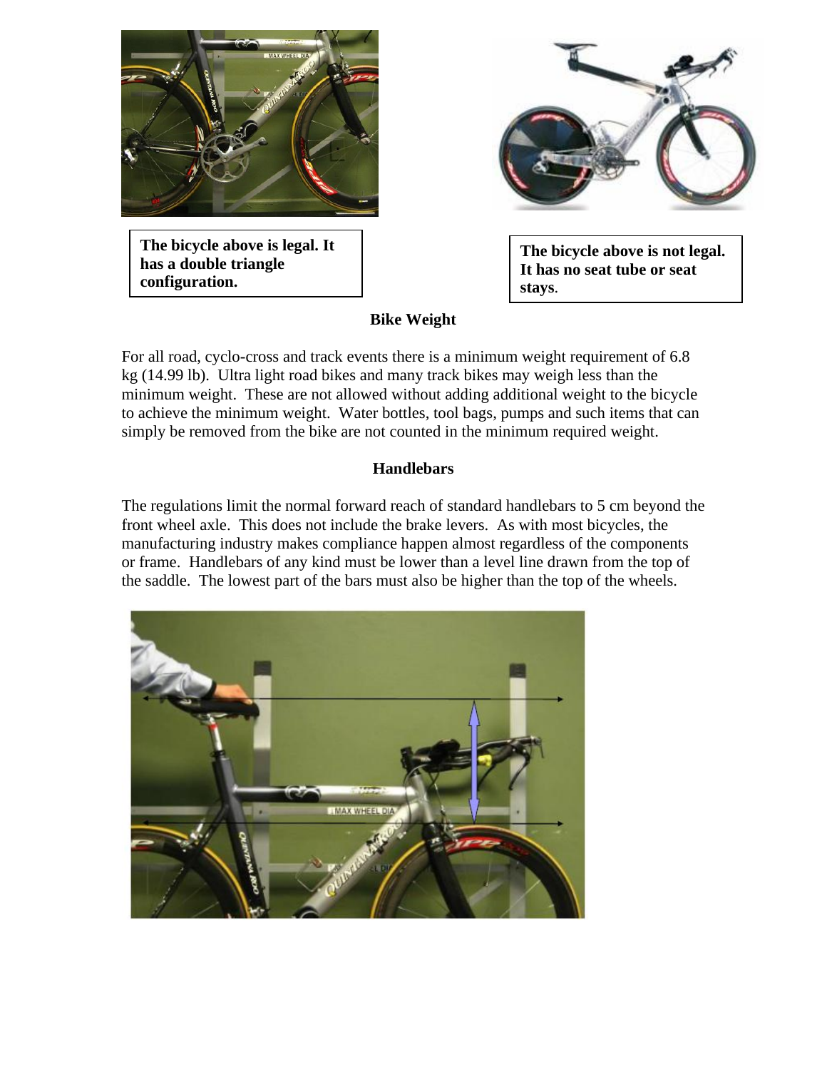**The bicycle above is legal. It has a double triangle configuration.**

**The bicycle above is not legal. It has no seat tube or seat stays.**

## Bike Weight

For all road, cyclo-cross and track events there is a minimum weight requirement of 6.8 kg (14.99 lb). Ultra light road bikes and many track bikes may weigh less than the minimum weight. These are not allowed without adding additional weight to the bicycle to achieve the minimum weight. Water bottles, tool bags, pumps and such items that can simply be removed from the bike are not counted in the minimum required weight.

## Handlebars

The regulations limit the normal forward reach of standard handlebars to 5 cm beyond the front wheel axle. This does not include the brake levers. As with most bicycles, the manufacturing industry makes compliance happen almost regardless of the components or frame. Handlebars of any kind must be lower than a level line drawn from the top of the saddle. The lowest part of the bars must also be higher than the top of the wheels.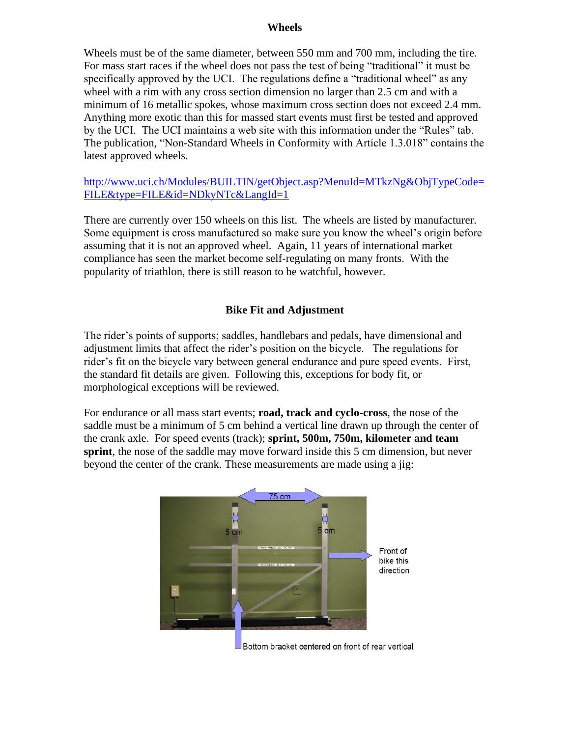## Wheels

Wheels must be of the same diameter, between 550 mm and 700 mm, including the tire. For mass start races if the wheel does not pass the test of being "traditional" it must be specifically approved by the UCI. The regulations define a "traditional wheel" as any wheel with a rim with any cross section dimension no larger than 2.5 cm and with a minimum of 16 metallic spokes, whose maximum cross section does not exceed 2.4 mm. Anything more exotic than this for massed start events must first be tested and approved by the UCI. The UCI maintains a web site with this information under the "Rules" tab. The publication, "Non-Standard Wheels in Conformity with Article 1.3.018" contains the latest approved wheels.

http://www.uci.ch/Modules/BUILTIN/getObject.asp?MenuId=MTkzNg&ObjTypeCode=FILE&type=FILE&id=NDkyNTc&LangId=1

There are currently over 150 wheels on this list. The wheels are listed by manufacturer. Some equipment is cross manufactured so make sure you know the wheel's origin before assuming that it is not an approved wheel. Again, 11 years of international market compliance has seen the market become self-regulating on many fronts. With the popularity of triathlon, there is still reason to be watchful, however.

## Bike Fit and Adjustment

The rider's points of supports; saddles, handlebars and pedals, have dimensional and adjustment limits that affect the rider's position on the bicycle. The regulations for rider's fit on the bicycle vary between general endurance and pure speed events. First, the standard fit details are given. Following this, exceptions for body fit, or morphological exceptions will be reviewed.

For endurance or all mass start events; **road, track and cyclo-cross**, the nose of the saddle must be a minimum of 5 cm behind a vertical line drawn up through the center of the crank axle. For speed events (track); **sprint, 500m, 750m, kilometer and team sprint**, the nose of the saddle may move forward inside this 5 cm dimension, but never beyond the center of the crank. These measurements are made using a jig:

75 cm

5 cm

5 cm

Front of bike this direction

Bottom bracket centered on front of rear vertical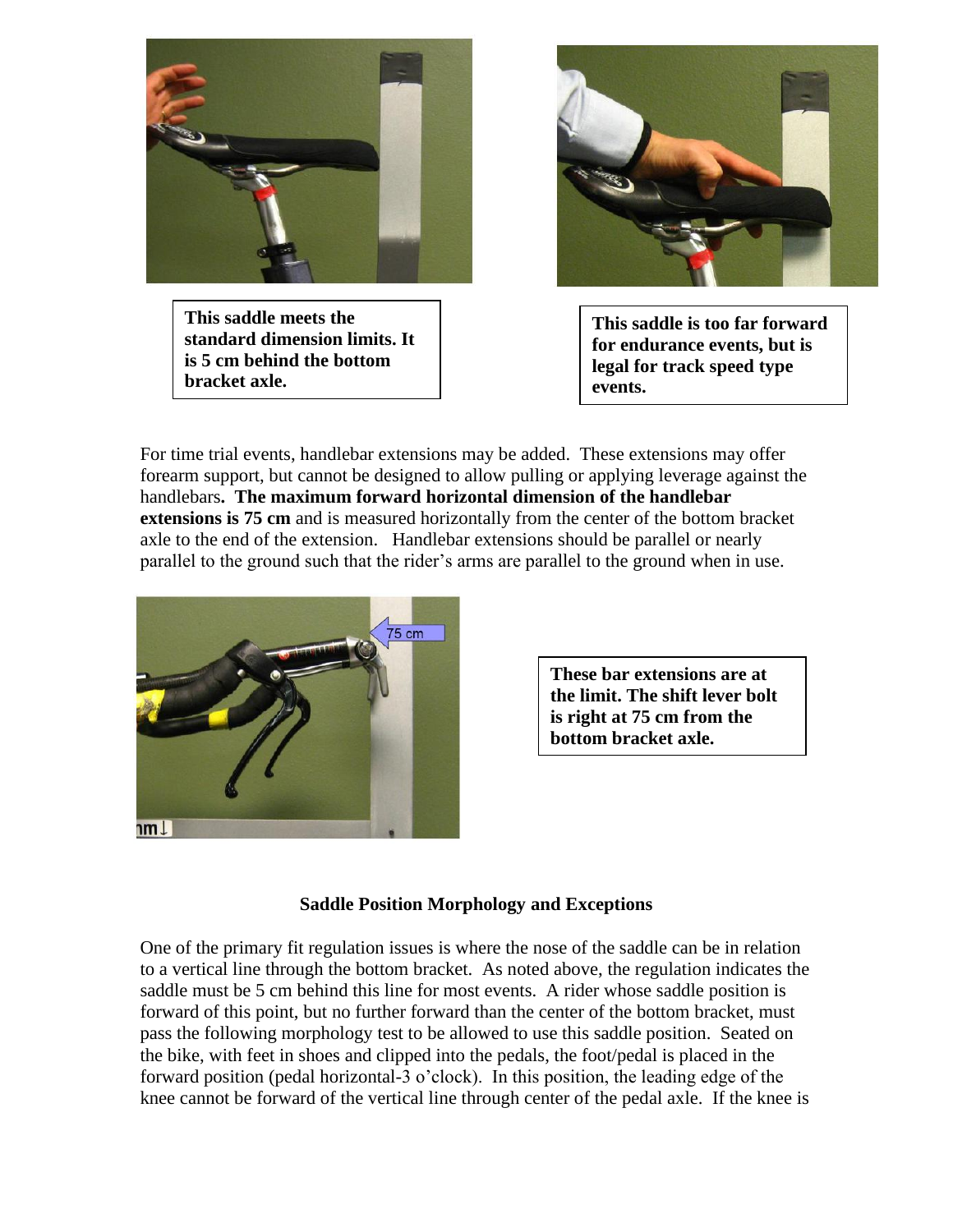**This saddle meets the standard dimension limits. It is 5 cm behind the bottom bracket axle.**

**This saddle is too far forward for endurance events, but is legal for track speed type events.**

For time trial events, handlebar extensions may be added. These extensions may offer forearm support, but cannot be designed to allow pulling or applying leverage against the handlebars**. The maximum forward horizontal dimension of the handlebar extensions is 75 cm** and is measured horizontally from the center of the bottom bracket axle to the end of the extension. Handlebar extensions should be parallel or nearly parallel to the ground such that the rider's arms are parallel to the ground when in use.

**These bar extensions are at the limit. The shift lever bolt is right at 75 cm from the bottom bracket axle.**

### Saddle Position Morphology and Exceptions

One of the primary fit regulation issues is where the nose of the saddle can be in relation to a vertical line through the bottom bracket. As noted above, the regulation indicates the saddle must be 5 cm behind this line for most events. A rider whose saddle position is forward of this point, but no further forward than the center of the bottom bracket, must pass the following morphology test to be allowed to use this saddle position. Seated on the bike, with feet in shoes and clipped into the pedals, the foot/pedal is placed in the forward position (pedal horizontal-3 o'clock). In this position, the leading edge of the knee cannot be forward of the vertical line through center of the pedal axle. If the knee is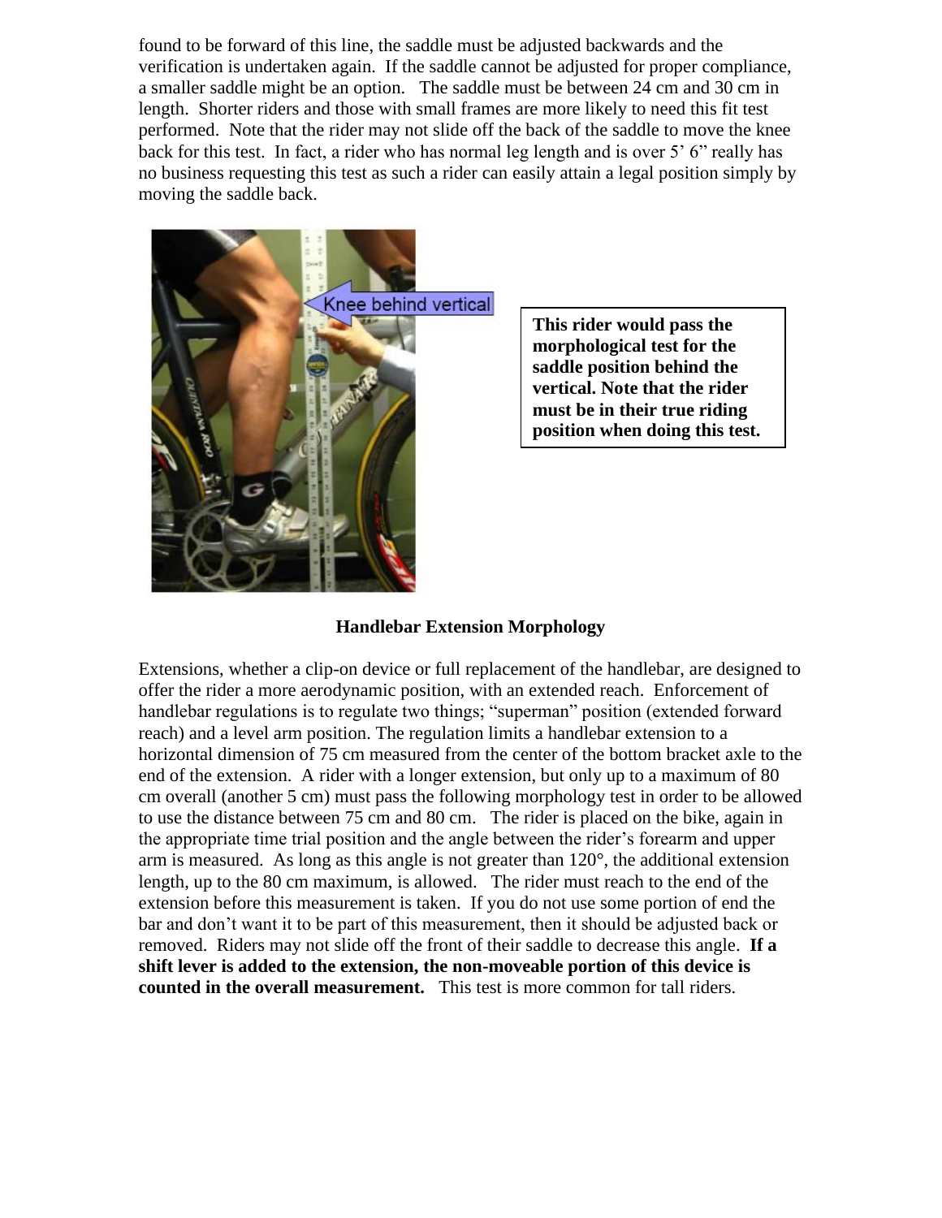found to be forward of this line, the saddle must be adjusted backwards and the verification is undertaken again. If the saddle cannot be adjusted for proper compliance, a smaller saddle might be an option. The saddle must be between 24 cm and 30 cm in length. Shorter riders and those with small frames are more likely to need this fit test performed. Note that the rider may not slide off the back of the saddle to move the knee back for this test. In fact, a rider who has normal leg length and is over 5' 6" really has no business requesting this test as such a rider can easily attain a legal position simply by moving the saddle back.

**This rider would pass the morphological test for the saddle position behind the vertical. Note that the rider must be in their true riding position when doing this test.**

### Handlebar Extension Morphology

Extensions, whether a clip-on device or full replacement of the handlebar, are designed to offer the rider a more aerodynamic position, with an extended reach. Enforcement of handlebar regulations is to regulate two things; "superman" position (extended forward reach) and a level arm position. The regulation limits a handlebar extension to a horizontal dimension of 75 cm measured from the center of the bottom bracket axle to the end of the extension. A rider with a longer extension, but only up to a maximum of 80 cm overall (another 5 cm) must pass the following morphology test in order to be allowed to use the distance between 75 cm and 80 cm. The rider is placed on the bike, again in the appropriate time trial position and the angle between the rider's forearm and upper arm is measured. As long as this angle is not greater than 120°, the additional extension length, up to the 80 cm maximum, is allowed. The rider must reach to the end of the extension before this measurement is taken. If you do not use some portion of end the bar and don't want it to be part of this measurement, then it should be adjusted back or removed. Riders may not slide off the front of their saddle to decrease this angle. **If a shift lever is added to the extension, the non-moveable portion of this device is counted in the overall measurement.** This test is more common for tall riders.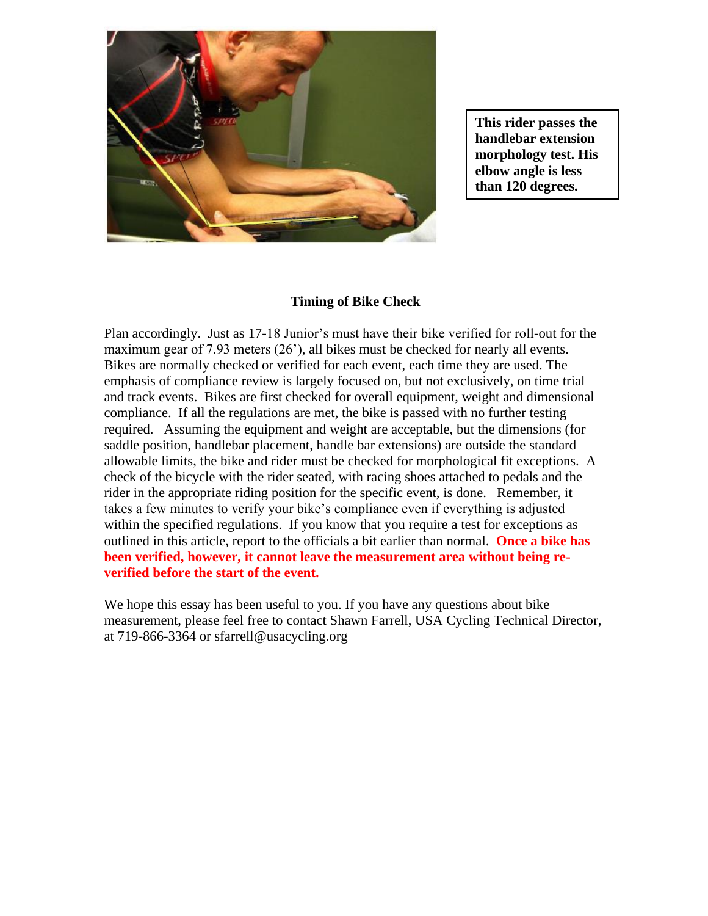**This rider passes the handlebar extension morphology test. His elbow angle is less than 120 degrees.**

## Timing of Bike Check

Plan accordingly. Just as 17-18 Junior's must have their bike verified for roll-out for the maximum gear of 7.93 meters (26'), all bikes must be checked for nearly all events. Bikes are normally checked or verified for each event, each time they are used. The emphasis of compliance review is largely focused on, but not exclusively, on time trial and track events. Bikes are first checked for overall equipment, weight and dimensional compliance. If all the regulations are met, the bike is passed with no further testing required. Assuming the equipment and weight are acceptable, but the dimensions (for saddle position, handlebar placement, handle bar extensions) are outside the standard allowable limits, the bike and rider must be checked for morphological fit exceptions. A check of the bicycle with the rider seated, with racing shoes attached to pedals and the rider in the appropriate riding position for the specific event, is done. Remember, it takes a few minutes to verify your bike's compliance even if everything is adjusted within the specified regulations. If you know that you require a test for exceptions as outlined in this article, report to the officials a bit earlier than normal. **Once a bike has been verified, however, it cannot leave the measurement area without being re-verified before the start of the event.**

We hope this essay has been useful to you. If you have any questions about bike measurement, please feel free to contact Shawn Farrell, USA Cycling Technical Director, at 719-866-3364 or sfarrell@usacycling.org